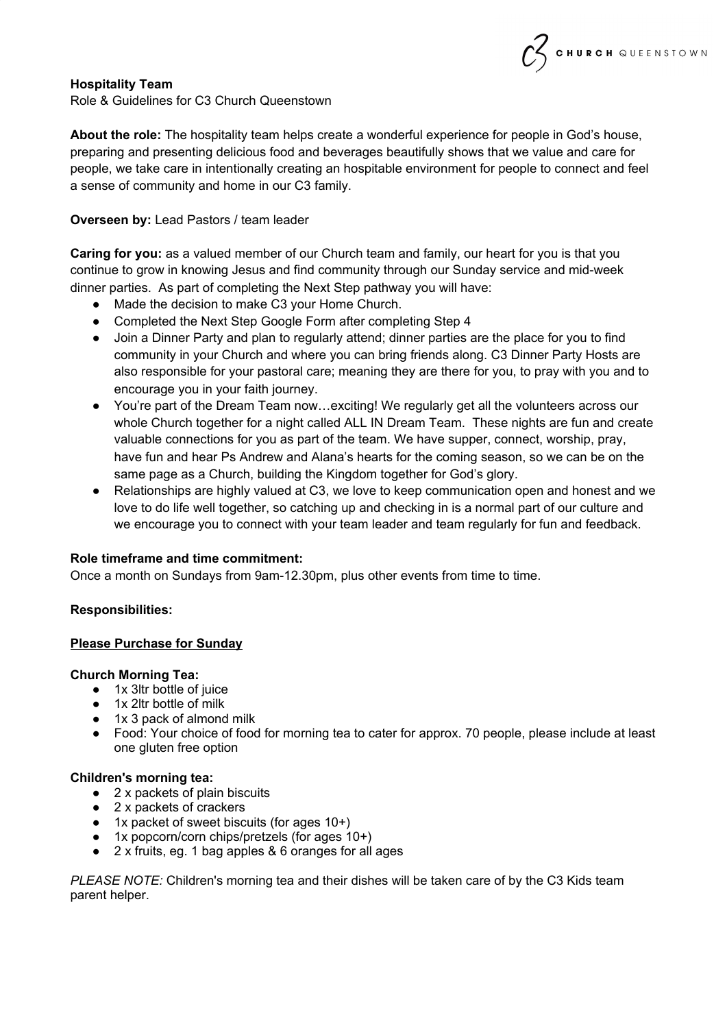**Hospitality Team**

Role & Guidelines for C3 Church Queenstown

**About the role:** The hospitality team helps create a wonderful experience for people in God's house, preparing and presenting delicious food and beverages beautifully shows that we value and care for people, we take care in intentionally creating an hospitable environment for people to connect and feel a sense of community and home in our C3 family.

**Overseen by:** Lead Pastors / team leader

**Caring for you:** as a valued member of our Church team and family, our heart for you is that you continue to grow in knowing Jesus and find community through our Sunday service and mid-week dinner parties. As part of completing the Next Step pathway you will have:

- Made the decision to make C3 your Home Church.
- Completed the Next Step Google Form after completing Step 4
- Join a Dinner Party and plan to regularly attend; dinner parties are the place for you to find community in your Church and where you can bring friends along. C3 Dinner Party Hosts are also responsible for your pastoral care; meaning they are there for you, to pray with you and to encourage you in your faith journey.
- You're part of the Dream Team now…exciting! We regularly get all the volunteers across our whole Church together for a night called ALL IN Dream Team. These nights are fun and create valuable connections for you as part of the team. We have supper, connect, worship, pray, have fun and hear Ps Andrew and Alana's hearts for the coming season, so we can be on the same page as a Church, building the Kingdom together for God's glory.
- Relationships are highly valued at C3, we love to keep communication open and honest and we love to do life well together, so catching up and checking in is a normal part of our culture and we encourage you to connect with your team leader and team regularly for fun and feedback.

**Role timeframe and time commitment:**

Once a month on Sundays from 9am-12.30pm, plus other events from time to time.

**Responsibilities:**

**Please Purchase for Sunday**

**Church Morning Tea:**

- 1x 3ltr bottle of juice
- 1x 2ltr bottle of milk
- 1x 3 pack of almond milk
- Food: Your choice of food for morning tea to cater for approx. 70 people, please include at least one gluten free option

**Children's morning tea:**

- 2 x packets of plain biscuits
- 2 x packets of crackers
- 1x packet of sweet biscuits (for ages 10+)
- 1x popcorn/corn chips/pretzels (for ages 10+)
- 2 x fruits, eg. 1 bag apples & 6 oranges for all ages

*PLEASE NOTE:* Children's morning tea and their dishes will be taken care of by the C3 Kids team parent helper.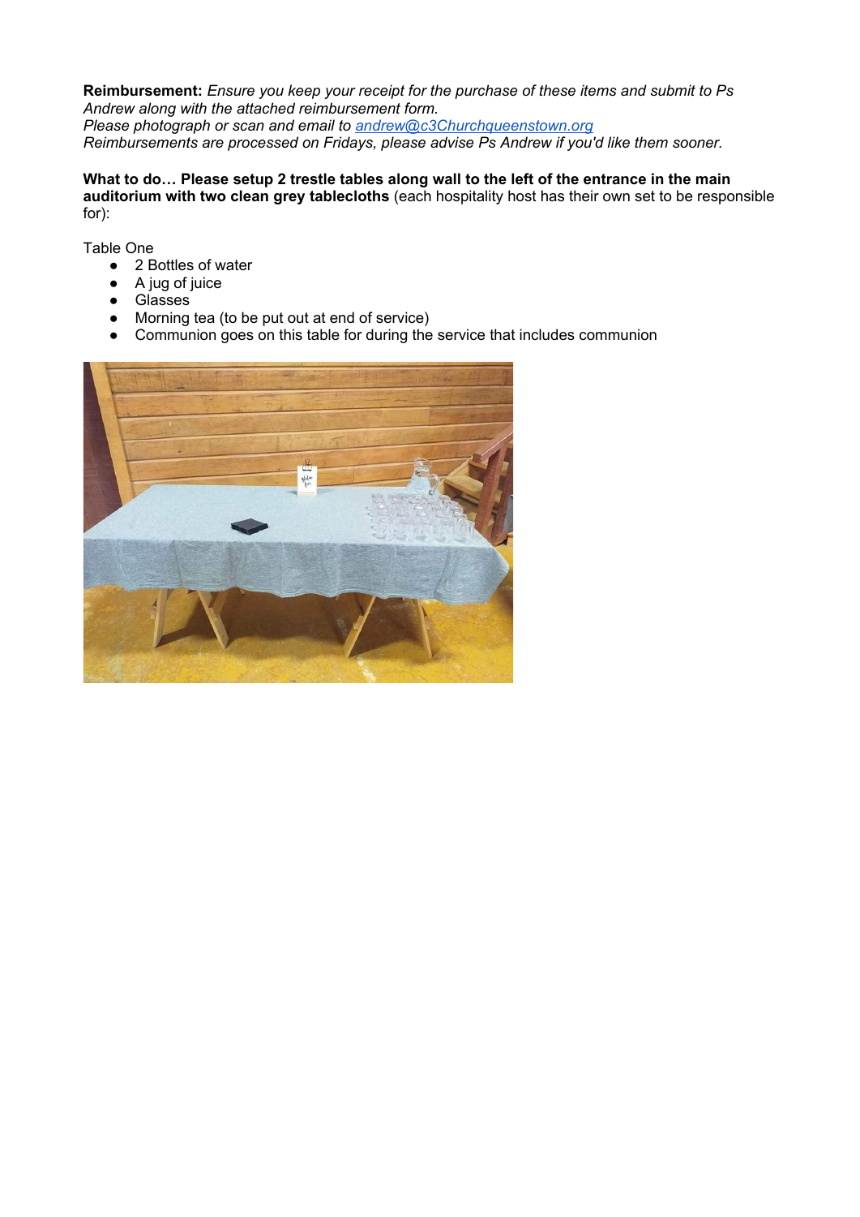**Reimbursement:** *Ensure you keep your receipt for the purchase of these items and submit to Ps Andrew along with the attached reimbursement form.*
*Please photograph or scan and email to [andrew@c3Churchqueenstown.org](mailto:andrew@c3Churchqueenstown.org)*
*Reimbursements are processed on Fridays, please advise Ps Andrew if you'd like them sooner.*

**What to do… Please setup 2 trestle tables along wall to the left of the entrance in the main auditorium with two clean grey tablecloths** (each hospitality host has their own set to be responsible for):

Table One

- 2 Bottles of water
- A jug of juice
- Glasses
- Morning tea (to be put out at end of service)
- Communion goes on this table for during the service that includes communion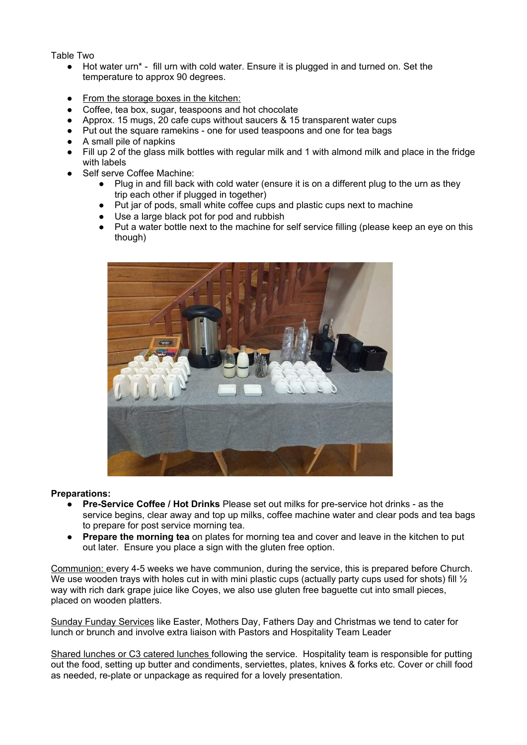Table Two

- Hot water urn* - fill urn with cold water. Ensure it is plugged in and turned on. Set the temperature to approx 90 degrees.

- From the storage boxes in the kitchen:
- Coffee, tea box, sugar, teaspoons and hot chocolate
- Approx. 15 mugs, 20 cafe cups without saucers & 15 transparent water cups
- Put out the square ramekins - one for used teaspoons and one for tea bags
- A small pile of napkins
- Fill up 2 of the glass milk bottles with regular milk and 1 with almond milk and place in the fridge with labels
- Self serve Coffee Machine:
    - Plug in and fill back with cold water (ensure it is on a different plug to the urn as they trip each other if plugged in together)
    - Put jar of pods, small white coffee cups and plastic cups next to machine
    - Use a large black pot for pod and rubbish
    - Put a water bottle next to the machine for self service filling (please keep an eye on this though)

**Preparations:**

- **Pre-Service Coffee / Hot Drinks** Please set out milks for pre-service hot drinks - as the service begins, clear away and top up milks, coffee machine water and clear pods and tea bags to prepare for post service morning tea.
- **Prepare the morning tea** on plates for morning tea and cover and leave in the kitchen to put out later. Ensure you place a sign with the gluten free option.

Communion: every 4-5 weeks we have communion, during the service, this is prepared before Church. We use wooden trays with holes cut in with mini plastic cups (actually party cups used for shots) fill ½ way with rich dark grape juice like Coyes, we also use gluten free baguette cut into small pieces, placed on wooden platters.

Sunday Funday Services like Easter, Mothers Day, Fathers Day and Christmas we tend to cater for lunch or brunch and involve extra liaison with Pastors and Hospitality Team Leader

Shared lunches or C3 catered lunches following the service. Hospitality team is responsible for putting out the food, setting up butter and condiments, serviettes, plates, knives & forks etc. Cover or chill food as needed, re-plate or unpackage as required for a lovely presentation.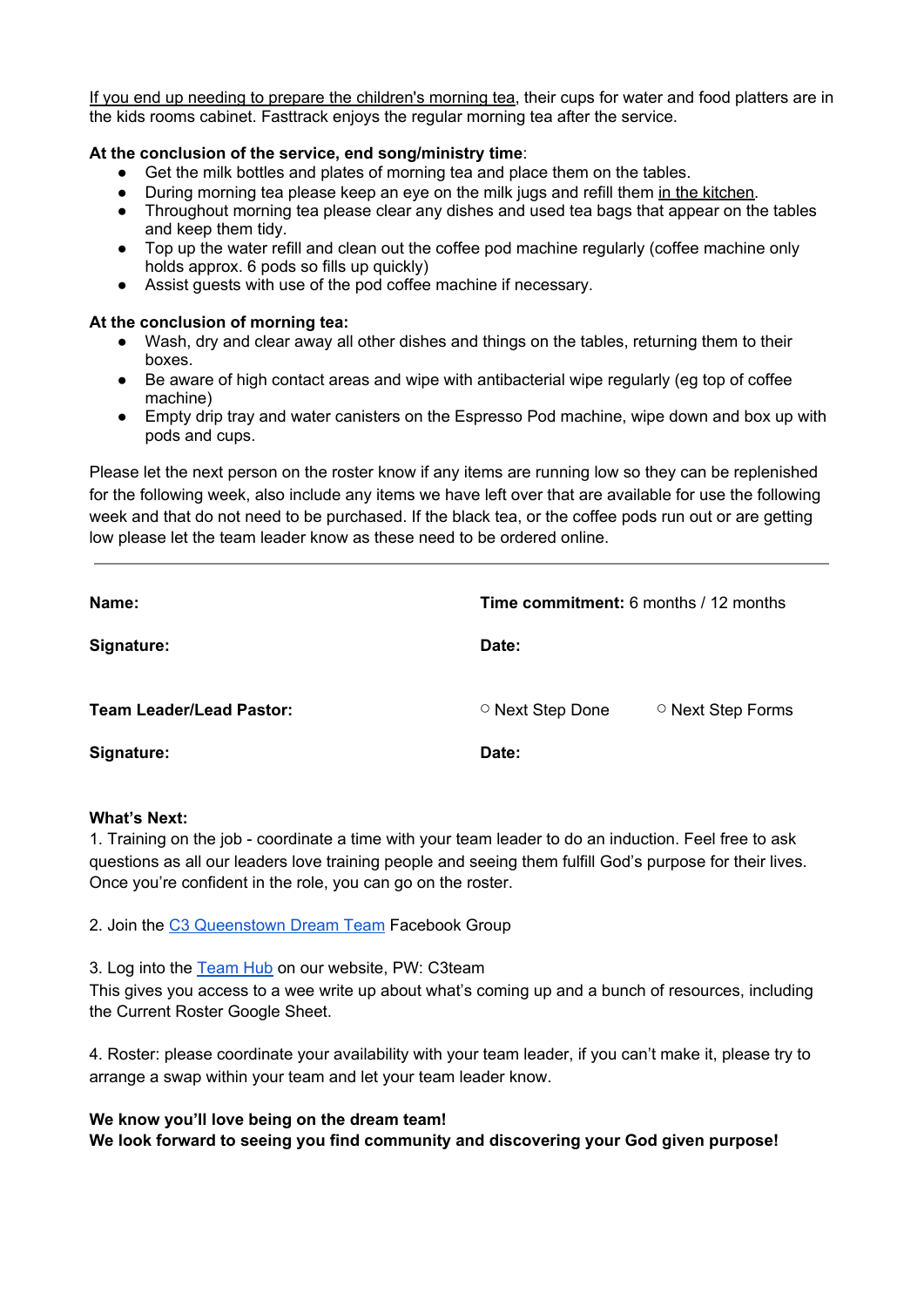If you end up needing to prepare the children's morning tea, their cups for water and food platters are in the kids rooms cabinet. Fasttrack enjoys the regular morning tea after the service.

**At the conclusion of the service, end song/ministry time**:

- Get the milk bottles and plates of morning tea and place them on the tables.
- During morning tea please keep an eye on the milk jugs and refill them in the kitchen.
- Throughout morning tea please clear any dishes and used tea bags that appear on the tables and keep them tidy.
- Top up the water refill and clean out the coffee pod machine regularly (coffee machine only holds approx. 6 pods so fills up quickly)
- Assist guests with use of the pod coffee machine if necessary.

**At the conclusion of morning tea:**

- Wash, dry and clear away all other dishes and things on the tables, returning them to their boxes.
- Be aware of high contact areas and wipe with antibacterial wipe regularly (eg top of coffee machine)
- Empty drip tray and water canisters on the Espresso Pod machine, wipe down and box up with pods and cups.

Please let the next person on the roster know if any items are running low so they can be replenished for the following week, also include any items we have left over that are available for use the following week and that do not need to be purchased. If the black tea, or the coffee pods run out or are getting low please let the team leader know as these need to be ordered online.

---

**Name:** 

**Time commitment:** 6 months / 12 months

**Signature:** 

**Date:**

**Team Leader/Lead Pastor:** 

○ Next Step Done ○ Next Step Forms

**Signature:** 

**Date:**

**What's Next:**

1. Training on the job - coordinate a time with your team leader to do an induction. Feel free to ask questions as all our leaders love training people and seeing them fulfill God's purpose for their lives. Once you're confident in the role, you can go on the roster.

2. Join the C3 Queenstown Dream Team Facebook Group

3. Log into the Team Hub on our website, PW: C3team
This gives you access to a wee write up about what's coming up and a bunch of resources, including the Current Roster Google Sheet.

4. Roster: please coordinate your availability with your team leader, if you can't make it, please try to arrange a swap within your team and let your team leader know.

**We know you'll love being on the dream team!**
**We look forward to seeing you find community and discovering your God given purpose!**